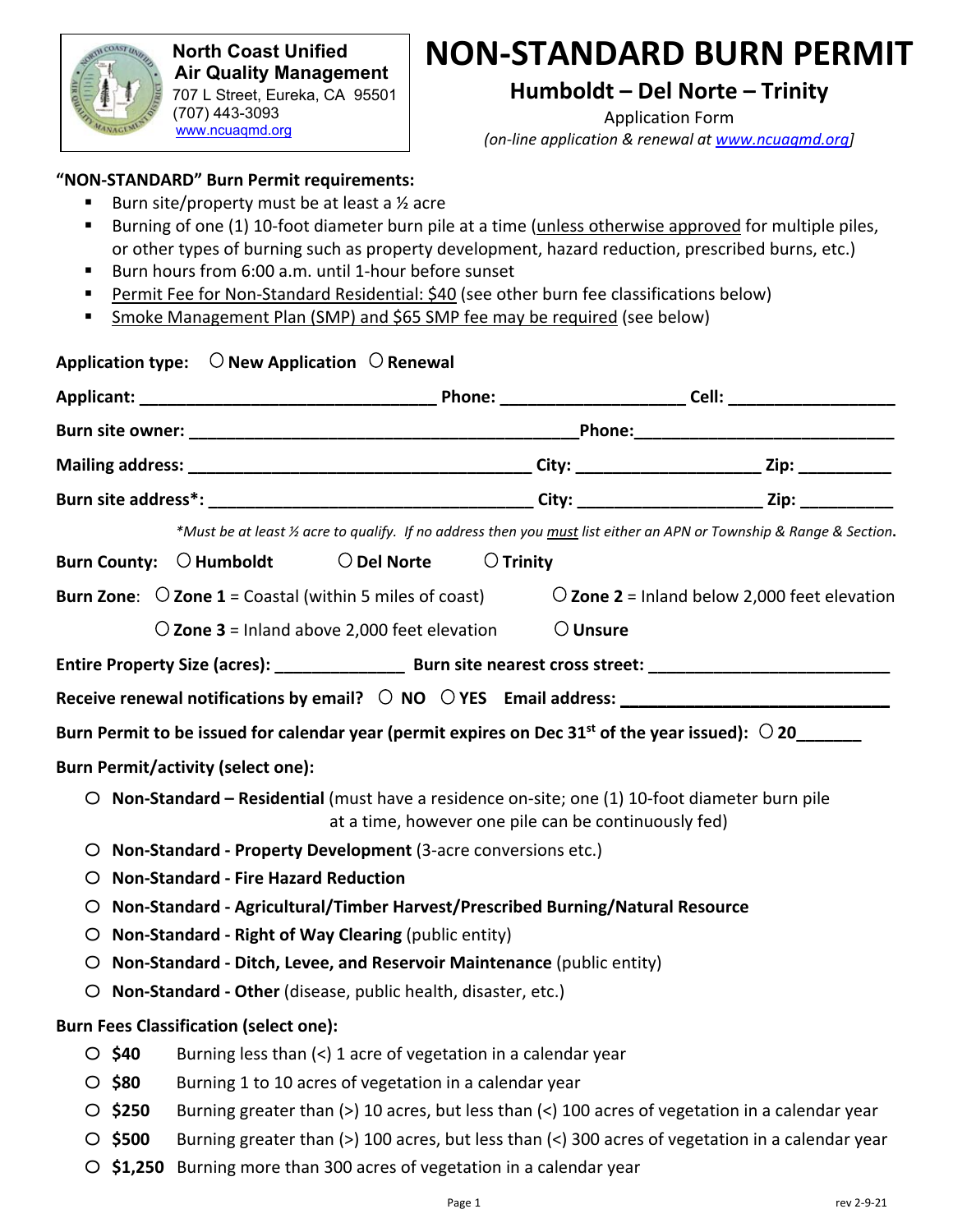**North Coast Unified Air Quality Management**
707 L Street, Eureka, CA 95501
(707) 443-3093
www.ncuaqmd.org

# NON-STANDARD BURN PERMIT

## Humboldt – Del Norte – Trinity

Application Form

*(on-line application & renewal at www.ncuaqmd.org]*

**"NON-STANDARD" Burn Permit requirements:**

- Burn site/property must be at least ½ acre
- Burning of one (1) 10-foot diameter burn pile at a time (unless otherwise approved for multiple piles, or other types of burning such as property development, hazard reduction, prescribed burns, etc.)
- Burn hours from 6:00 a.m. until 1-hour before sunset
- Permit Fee for Non-Standard Residential: $40 (see other burn fee classifications below)
- Smoke Management Plan (SMP) and $65 SMP fee may be required (see below)

**Application type:** ○ **New Application** ○ **Renewal**

**Applicant:** ______________________________ **Phone:** __________________ **Cell:** __________________

**Burn site owner:** ________________________________________ **Phone:** __________________________

**Mailing address:** __________________________________ **City:** __________________ **Zip:** __________

**Burn site address*:** ________________________________ **City:** __________________ **Zip:** __________

*\*Must be at least ½ acre to qualify. If no address then you must list either an APN or Township & Range & Section.*

**Burn County:** ○ **Humboldt** ○ **Del Norte** ○ **Trinity**

**Burn Zone:** ○ **Zone 1** = Coastal (within 5 miles of coast) ○ **Zone 2** = Inland below 2,000 feet elevation

○ **Zone 3** = Inland above 2,000 feet elevation ○ **Unsure**

**Entire Property Size (acres):** ______________ **Burn site nearest cross street:** __________________________

**Receive renewal notifications by email?** ○ **NO** ○ **YES** **Email address:** ____________________________

**Burn Permit to be issued for calendar year (permit expires on Dec 31st of the year issued):** ○ **20_______**

**Burn Permit/activity (select one):**

- ○ **Non-Standard – Residential** (must have a residence on-site; one (1) 10-foot diameter burn pile at a time, however one pile can be continuously fed)
- ○ **Non-Standard - Property Development** (3-acre conversions etc.)
- ○ **Non-Standard - Fire Hazard Reduction**
- ○ **Non-Standard - Agricultural/Timber Harvest/Prescribed Burning/Natural Resource**
- ○ **Non-Standard - Right of Way Clearing** (public entity)
- ○ **Non-Standard - Ditch, Levee, and Reservoir Maintenance** (public entity)
- ○ **Non-Standard - Other** (disease, public health, disaster, etc.)

**Burn Fees Classification (select one):**

- ○ **$40** Burning less than (<) 1 acre of vegetation in a calendar year
- ○ **$80** Burning 1 to 10 acres of vegetation in a calendar year
- ○ **$250** Burning greater than (>) 10 acres, but less than (<) 100 acres of vegetation in a calendar year
- ○ **$500** Burning greater than (>) 100 acres, but less than (<) 300 acres of vegetation in a calendar year
- ○ **$1,250** Burning more than 300 acres of vegetation in a calendar year

rev 2-9-21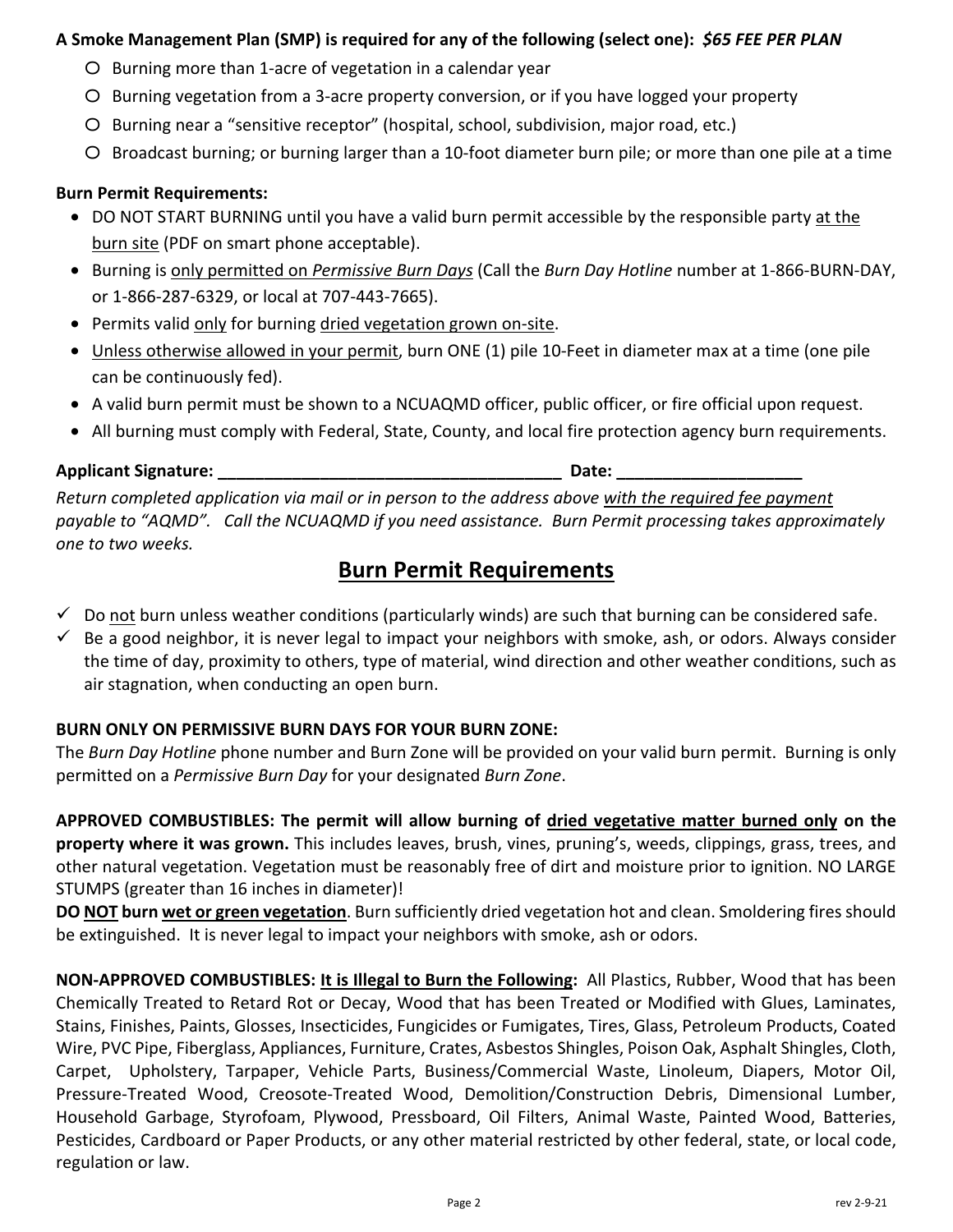**A Smoke Management Plan (SMP) is required for any of the following (select one):** ***$65 FEE PER PLAN***

- ○ Burning more than 1-acre of vegetation in a calendar year
- ○ Burning vegetation from a 3-acre property conversion, or if you have logged your property
- ○ Burning near a "sensitive receptor" (hospital, school, subdivision, major road, etc.)
- ○ Broadcast burning; or burning larger than a 10-foot diameter burn pile; or more than one pile at a time

**Burn Permit Requirements:**

- DO NOT START BURNING until you have a valid burn permit accessible by the responsible party <u>at the burn site</u> (PDF on smart phone acceptable).
- Burning is <u>only permitted on *Permissive Burn Days*</u> (Call the *Burn Day Hotline* number at 1-866-BURN-DAY, or 1-866-287-6329, or local at 707-443-7665).
- Permits valid <u>only</u> for burning <u>dried vegetation grown on-site</u>.
- <u>Unless otherwise allowed in your permit</u>, burn ONE (1) pile 10-Feet in diameter max at a time (one pile can be continuously fed).
- A valid burn permit must be shown to a NCUAQMD officer, public officer, or fire official upon request.
- All burning must comply with Federal, State, County, and local fire protection agency burn requirements.

**Applicant Signature: ______________________________________ Date: ____________________**

*Return completed application via mail or in person to the address above <u>with the required fee payment</u> payable to "AQMD". Call the NCUAQMD if you need assistance. Burn Permit processing takes approximately one to two weeks.*

## <u>Burn Permit Requirements</u>

- ✓ Do <u>not</u> burn unless weather conditions (particularly winds) are such that burning can be considered safe.
- ✓ Be a good neighbor, it is never legal to impact your neighbors with smoke, ash, or odors. Always consider the time of day, proximity to others, type of material, wind direction and other weather conditions, such as air stagnation, when conducting an open burn.

**BURN ONLY ON PERMISSIVE BURN DAYS FOR YOUR BURN ZONE:**
The *Burn Day Hotline* phone number and Burn Zone will be provided on your valid burn permit. Burning is only permitted on a *Permissive Burn Day* for your designated *Burn Zone*.

**APPROVED COMBUSTIBLES: The permit will allow burning of <u>dried vegetative matter burned only</u> on the property where it was grown.** This includes leaves, brush, vines, pruning's, weeds, clippings, grass, trees, and other natural vegetation. Vegetation must be reasonably free of dirt and moisture prior to ignition. NO LARGE STUMPS (greater than 16 inches in diameter)!
**DO <u>NOT</u> burn <u>wet or green vegetation</u>**. Burn sufficiently dried vegetation hot and clean. Smoldering fires should be extinguished. It is never legal to impact your neighbors with smoke, ash or odors.

**NON-APPROVED COMBUSTIBLES: <u>It is Illegal to Burn the Following</u>:** All Plastics, Rubber, Wood that has been Chemically Treated to Retard Rot or Decay, Wood that has been Treated or Modified with Glues, Laminates, Stains, Finishes, Paints, Glosses, Insecticides, Fungicides or Fumigates, Tires, Glass, Petroleum Products, Coated Wire, PVC Pipe, Fiberglass, Appliances, Furniture, Crates, Asbestos Shingles, Poison Oak, Asphalt Shingles, Cloth, Carpet, Upholstery, Tarpaper, Vehicle Parts, Business/Commercial Waste, Linoleum, Diapers, Motor Oil, Pressure-Treated Wood, Creosote-Treated Wood, Demolition/Construction Debris, Dimensional Lumber, Household Garbage, Styrofoam, Plywood, Pressboard, Oil Filters, Animal Waste, Painted Wood, Batteries, Pesticides, Cardboard or Paper Products, or any other material restricted by other federal, state, or local code, regulation or law.

rev 2-9-21